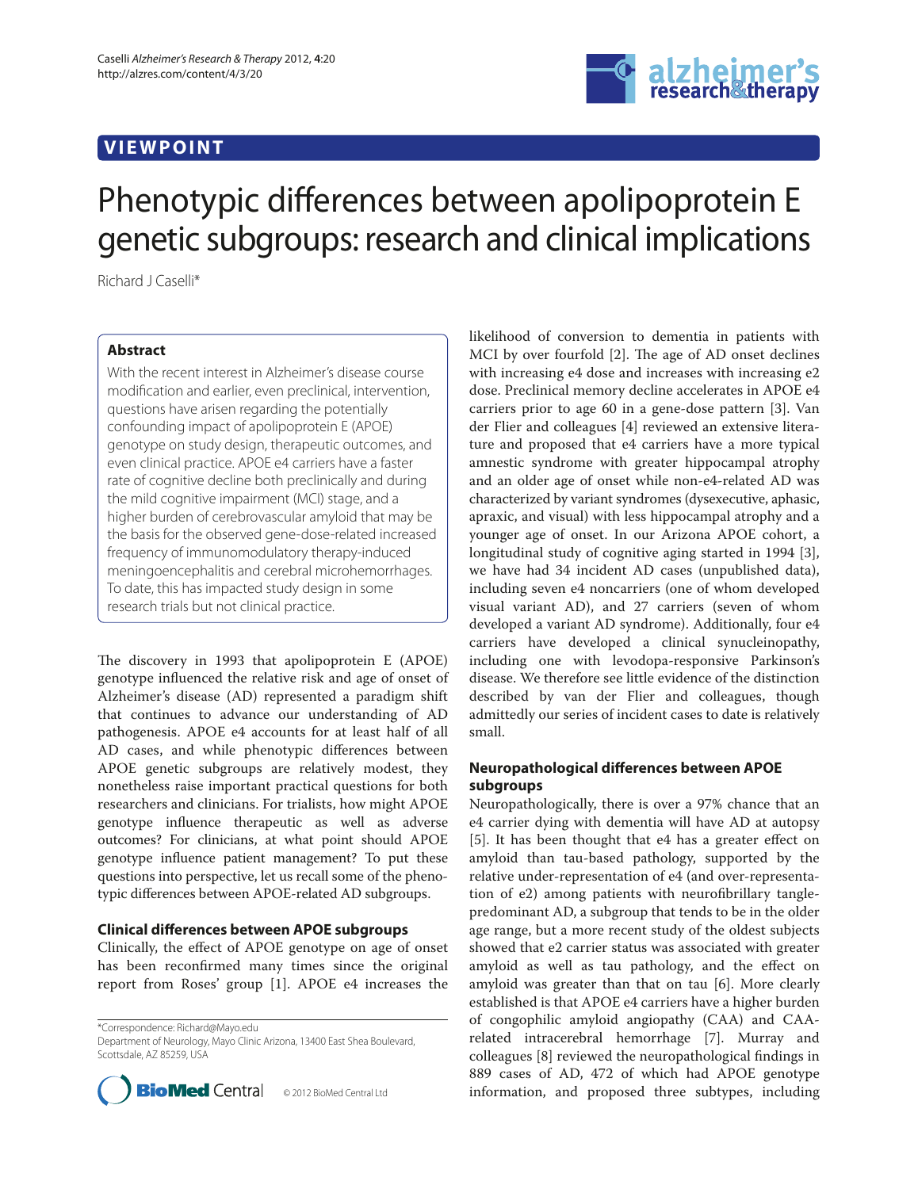## VIEWPOINT

# Phenotypic differences between apolipoprotein E genetic subgroups: research and clinical implications

Richard J Caselli*

### Abstract

With the recent interest in Alzheimer's disease course modification and earlier, even preclinical, intervention, questions have arisen regarding the potentially confounding impact of apolipoprotein E (APOE) genotype on study design, therapeutic outcomes, and even clinical practice. APOE e4 carriers have a faster rate of cognitive decline both preclinically and during the mild cognitive impairment (MCI) stage, and a higher burden of cerebrovascular amyloid that may be the basis for the observed gene-dose-related increased frequency of immunomodulatory therapy-induced meningoencephalitis and cerebral microhemorrhages. To date, this has impacted study design in some research trials but not clinical practice.

The discovery in 1993 that apolipoprotein E (APOE) genotype influenced the relative risk and age of onset of Alzheimer's disease (AD) represented a paradigm shift that continues to advance our understanding of AD pathogenesis. APOE e4 accounts for at least half of all AD cases, and while phenotypic differences between APOE genetic subgroups are relatively modest, they nonetheless raise important practical questions for both researchers and clinicians. For trialists, how might APOE genotype influence therapeutic as well as adverse outcomes? For clinicians, at what point should APOE genotype influence patient management? To put these questions into perspective, let us recall some of the phenotypic differences between APOE-related AD subgroups.

### Clinical differences between APOE subgroups

Clinically, the effect of APOE genotype on age of onset has been reconfirmed many times since the original report from Roses' group [1]. APOE e4 increases the likelihood of conversion to dementia in patients with MCI by over fourfold [2]. The age of AD onset declines with increasing e4 dose and increases with increasing e2 dose. Preclinical memory decline accelerates in APOE e4 carriers prior to age 60 in a gene-dose pattern [3]. Van der Flier and colleagues [4] reviewed an extensive literature and proposed that e4 carriers have a more typical amnestic syndrome with greater hippocampal atrophy and an older age of onset while non-e4-related AD was characterized by variant syndromes (dysexecutive, aphasic, apraxic, and visual) with less hippocampal atrophy and a younger age of onset. In our Arizona APOE cohort, a longitudinal study of cognitive aging started in 1994 [3], we have had 34 incident AD cases (unpublished data), including seven e4 noncarriers (one of whom developed visual variant AD), and 27 carriers (seven of whom developed a variant AD syndrome). Additionally, four e4 carriers have developed a clinical synucleinopathy, including one with levodopa-responsive Parkinson's disease. We therefore see little evidence of the distinction described by van der Flier and colleagues, though admittedly our series of incident cases to date is relatively small.

### Neuropathological differences between APOE subgroups

Neuropathologically, there is over a 97% chance that an e4 carrier dying with dementia will have AD at autopsy [5]. It has been thought that e4 has a greater effect on amyloid than tau-based pathology, supported by the relative under-representation of e4 (and over-representation of e2) among patients with neurofibrillary tangle-predominant AD, a subgroup that tends to be in the older age range, but a more recent study of the oldest subjects showed that e2 carrier status was associated with greater amyloid as well as tau pathology, and the effect on amyloid was greater than that on tau [6]. More clearly established is that APOE e4 carriers have a higher burden of congophilic amyloid angiopathy (CAA) and CAA-related intracerebral hemorrhage [7]. Murray and colleagues [8] reviewed the neuropathological findings in 889 cases of AD, 472 of which had APOE genotype information, and proposed three subtypes, including

*Correspondence: Richard@Mayo.edu
Department of Neurology, Mayo Clinic Arizona, 13400 East Shea Boulevard, Scottsdale, AZ 85259, USA

© 2012 BioMed Central Ltd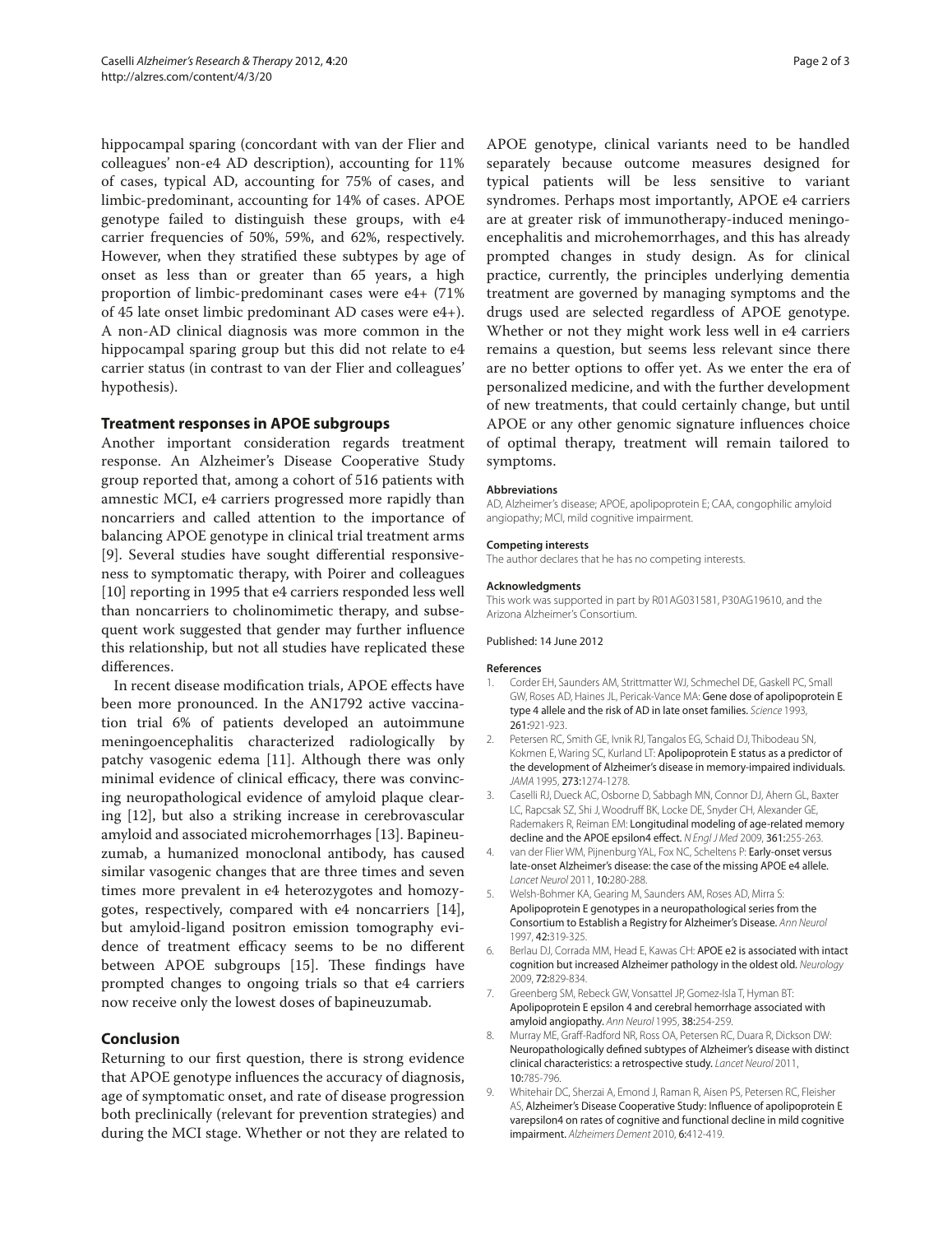hippocampal sparing (concordant with van der Flier and colleagues' non-e4 AD description), accounting for 11% of cases, typical AD, accounting for 75% of cases, and limbic-predominant, accounting for 14% of cases. APOE genotype failed to distinguish these groups, with e4 carrier frequencies of 50%, 59%, and 62%, respectively. However, when they stratified these subtypes by age of onset as less than or greater than 65 years, a high proportion of limbic-predominant cases were e4+ (71% of 45 late onset limbic predominant AD cases were e4+). A non-AD clinical diagnosis was more common in the hippocampal sparing group but this did not relate to e4 carrier status (in contrast to van der Flier and colleagues' hypothesis).

### Treatment responses in APOE subgroups

Another important consideration regards treatment response. An Alzheimer's Disease Cooperative Study group reported that, among a cohort of 516 patients with amnestic MCI, e4 carriers progressed more rapidly than noncarriers and called attention to the importance of balancing APOE genotype in clinical trial treatment arms [9]. Several studies have sought differential responsiveness to symptomatic therapy, with Poirer and colleagues [10] reporting in 1995 that e4 carriers responded less well than noncarriers to cholinomimetic therapy, and subsequent work suggested that gender may further influence this relationship, but not all studies have replicated these differences.

In recent disease modification trials, APOE effects have been more pronounced. In the AN1792 active vaccination trial 6% of patients developed an autoimmune meningoencephalitis characterized radiologically by patchy vasogenic edema [11]. Although there was only minimal evidence of clinical efficacy, there was convincing neuropathological evidence of amyloid plaque clearing [12], but also a striking increase in cerebrovascular amyloid and associated microhemorrhages [13]. Bapineuzumab, a humanized monoclonal antibody, has caused similar vasogenic changes that are three times and seven times more prevalent in e4 heterozygotes and homozygotes, respectively, compared with e4 noncarriers [14], but amyloid-ligand positron emission tomography evidence of treatment efficacy seems to be no different between APOE subgroups [15]. These findings have prompted changes to ongoing trials so that e4 carriers now receive only the lowest doses of bapineuzumab.

## Conclusion

Returning to our first question, there is strong evidence that APOE genotype influences the accuracy of diagnosis, age of symptomatic onset, and rate of disease progression both preclinically (relevant for prevention strategies) and during the MCI stage. Whether or not they are related to APOE genotype, clinical variants need to be handled separately because outcome measures designed for typical patients will be less sensitive to variant syndromes. Perhaps most importantly, APOE e4 carriers are at greater risk of immunotherapy-induced meningoencephalitis and microhemorrhages, and this has already prompted changes in study design. As for clinical practice, currently, the principles underlying dementia treatment are governed by managing symptoms and the drugs used are selected regardless of APOE genotype. Whether or not they might work less well in e4 carriers remains a question, but seems less relevant since there are no better options to offer yet. As we enter the era of personalized medicine, and with the further development of new treatments, that could certainly change, but until APOE or any other genomic signature influences choice of optimal therapy, treatment will remain tailored to symptoms.

#### Abbreviations

AD, Alzheimer's disease; APOE, apolipoprotein E; CAA, congophilic amyloid angiopathy; MCI, mild cognitive impairment.

#### Competing interests

The author declares that he has no competing interests.

#### Acknowledgments

This work was supported in part by R01AG031581, P30AG19610, and the Arizona Alzheimer's Consortium.

Published: 14 June 2012

#### References

1. Corder EH, Saunders AM, Strittmatter WJ, Schmechel DE, Gaskell PC, Small GW, Roses AD, Haines JL, Pericak-Vance MA: Gene dose of apolipoprotein E type 4 allele and the risk of AD in late onset families. *Science* 1993, **261**:921-923.
2. Petersen RC, Smith GE, Ivnik RJ, Tangalos EG, Schaid DJ, Thibodeau SN, Kokmen E, Waring SC, Kurland LT: Apolipoprotein E status as a predictor of the development of Alzheimer's disease in memory-impaired individuals. *JAMA* 1995, **273**:1274-1278.
3. Caselli RJ, Dueck AC, Osborne D, Sabbagh MN, Connor DJ, Ahern GL, Baxter LC, Rapcsak SZ, Shi J, Woodruff BK, Locke DE, Snyder CH, Alexander GE, Rademakers R, Reiman EM: Longitudinal modeling of age-related memory decline and the APOE epsilon4 effect. *N Engl J Med* 2009, **361**:255-263.
4. van der Flier WM, Pijnenburg YAL, Fox NC, Scheltens P: Early-onset versus late-onset Alzheimer's disease: the case of the missing APOE e4 allele. *Lancet Neurol* 2011, **10**:280-288.
5. Welsh-Bohmer KA, Gearing M, Saunders AM, Roses AD, Mirra S: Apolipoprotein E genotypes in a neuropathological series from the Consortium to Establish a Registry for Alzheimer's Disease. *Ann Neurol* 1997, **42**:319-325.
6. Berlau DJ, Corrada MM, Head E, Kawas CH: APOE e2 is associated with intact cognition but increased Alzheimer pathology in the oldest old. *Neurology* 2009, **72**:829-834.
7. Greenberg SM, Rebeck GW, Vonsattel JP, Gomez-Isla T, Hyman BT: Apolipoprotein E epsilon 4 and cerebral hemorrhage associated with amyloid angiopathy. *Ann Neurol* 1995, **38**:254-259.
8. Murray ME, Graff-Radford NR, Ross OA, Petersen RC, Duara R, Dickson DW: Neuropathologically defined subtypes of Alzheimer's disease with distinct clinical characteristics: a retrospective study. *Lancet Neurol* 2011, **10**:785-796.
9. Whitehair DC, Sherzai A, Emond J, Raman R, Aisen PS, Petersen RC, Fleisher AS, Alzheimer's Disease Cooperative Study: Influence of apolipoprotein E varepsilon4 on rates of cognitive and functional decline in mild cognitive impairment. *Alzheimers Dement* 2010, **6**:412-419.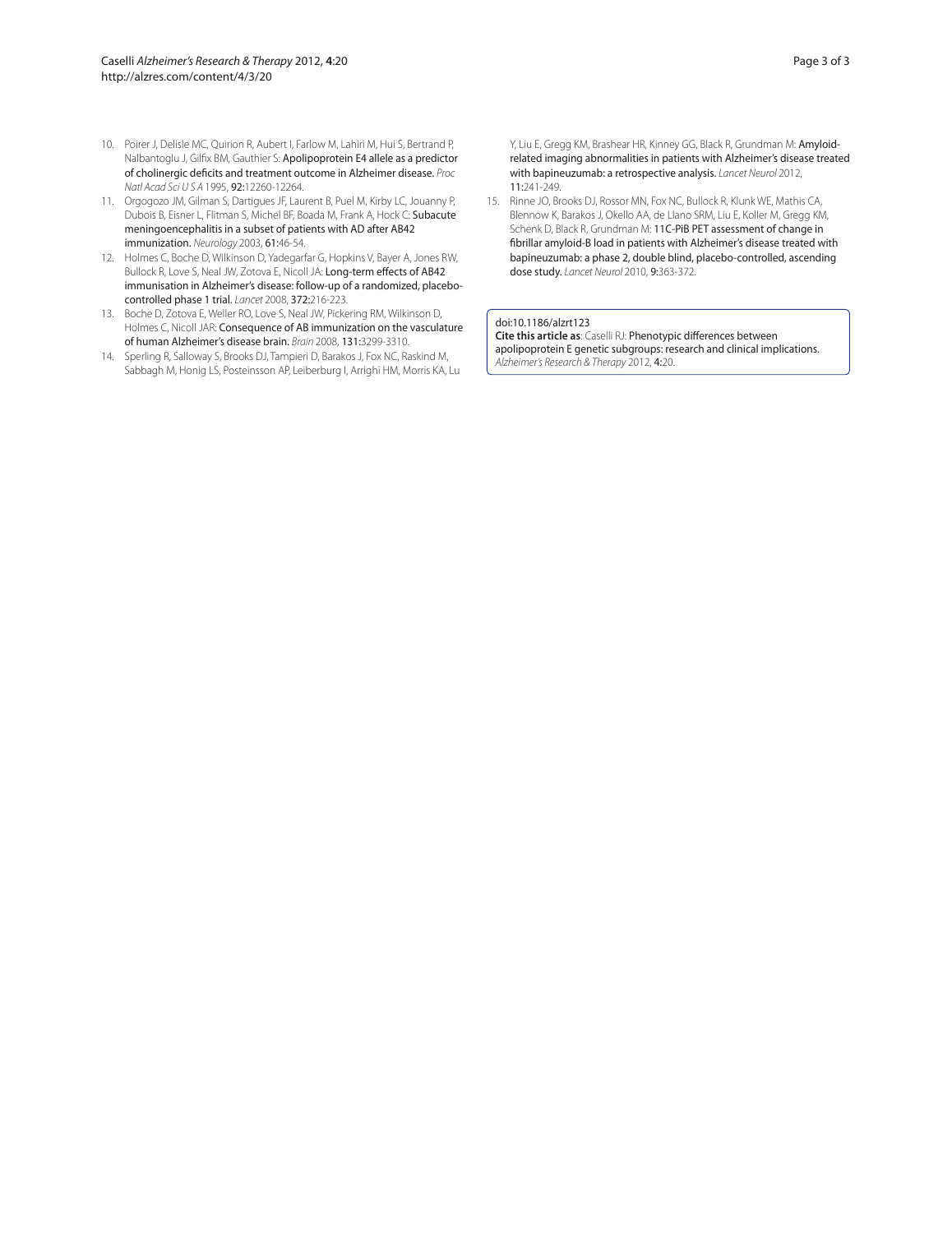10. Poirer J, Delisle MC, Quirion R, Aubert I, Farlow M, Lahiri M, Hui S, Bertrand P, Nalbantoglu J, Gilfix BM, Gauthier S: **Apolipoprotein E4 allele as a predictor of cholinergic deficits and treatment outcome in Alzheimer disease.** *Proc Natl Acad Sci U S A* 1995, **92:**12260-12264.
11. Orgogozo JM, Gilman S, Dartigues JF, Laurent B, Puel M, Kirby LC, Jouanny P, Dubois B, Eisner L, Flitman S, Michel BF, Boada M, Frank A, Hock C: **Subacute meningoencephalitis in a subset of patients with AD after AB42 immunization.** *Neurology* 2003, **61:**46-54.
12. Holmes C, Boche D, Wilkinson D, Yadegarfar G, Hopkins V, Bayer A, Jones RW, Bullock R, Love S, Neal JW, Zotova E, Nicoll JA: **Long-term effects of AB42 immunisation in Alzheimer's disease: follow-up of a randomized, placebo-controlled phase 1 trial.** *Lancet* 2008, **372:**216-223.
13. Boche D, Zotova E, Weller RO, Love S, Neal JW, Pickering RM, Wilkinson D, Holmes C, Nicoll JAR: **Consequence of AB immunization on the vasculature of human Alzheimer's disease brain.** *Brain* 2008, **131:**3299-3310.
14. Sperling R, Salloway S, Brooks DJ, Tampieri D, Barakos J, Fox NC, Raskind M, Sabbagh M, Honig LS, Posteinsson AP, Leiberburg I, Arrighi HM, Morris KA, Lu Y, Liu E, Gregg KM, Brashear HR, Kinney GG, Black R, Grundman M: **Amyloid-related imaging abnormalities in patients with Alzheimer's disease treated with bapineuzumab: a retrospective analysis.** *Lancet Neurol* 2012, **11:**241-249.
15. Rinne JO, Brooks DJ, Rossor MN, Fox NC, Bullock R, Klunk WE, Mathis CA, Blennow K, Barakos J, Okello AA, de Llano SRM, Liu E, Koller M, Gregg KM, Schenk D, Black R, Grundman M: **11C-PiB PET assessment of change in fibrillar amyloid-B load in patients with Alzheimer's disease treated with bapineuzumab: a phase 2, double blind, placebo-controlled, ascending dose study.** *Lancet Neurol* 2010, **9:**363-372.

doi:10.1186/alzrt123

**Cite this article as**: Caselli RJ: Phenotypic differences between apolipoprotein E genetic subgroups: research and clinical implications. *Alzheimer's Research & Therapy* 2012, **4:**20.